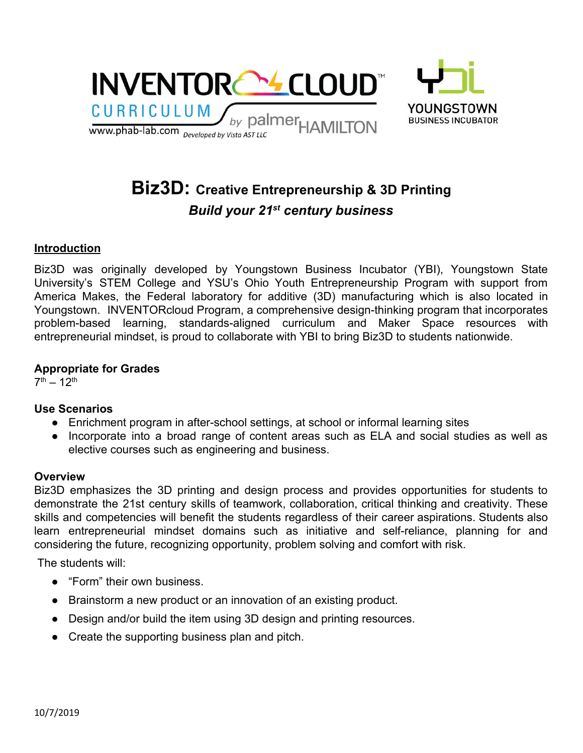INVENTOR CLOUD™
CURRICULUM
by palmer HAMILTON
www.phab-lab.com Developed by Vista AST LLC

YOUNGSTOWN BUSINESS INCUBATOR

# Biz3D: Creative Entrepreneurship & 3D Printing

***Build your 21st century business***

## Introduction

Biz3D was originally developed by Youngstown Business Incubator (YBI), Youngstown State University's STEM College and YSU's Ohio Youth Entrepreneurship Program with support from America Makes, the Federal laboratory for additive (3D) manufacturing which is also located in Youngstown. INVENTORcloud Program, a comprehensive design-thinking program that incorporates problem-based learning, standards-aligned curriculum and Maker Space resources with entrepreneurial mindset, is proud to collaborate with YBI to bring Biz3D to students nationwide.

### Appropriate for Grades

7th – 12th

### Use Scenarios

- Enrichment program in after-school settings, at school or informal learning sites
- Incorporate into a broad range of content areas such as ELA and social studies as well as elective courses such as engineering and business.

### Overview

Biz3D emphasizes the 3D printing and design process and provides opportunities for students to demonstrate the 21st century skills of teamwork, collaboration, critical thinking and creativity. These skills and competencies will benefit the students regardless of their career aspirations. Students also learn entrepreneurial mindset domains such as initiative and self-reliance, planning for and considering the future, recognizing opportunity, problem solving and comfort with risk.

The students will:

- "Form" their own business.
- Brainstorm a new product or an innovation of an existing product.
- Design and/or build the item using 3D design and printing resources.
- Create the supporting business plan and pitch.

10/7/2019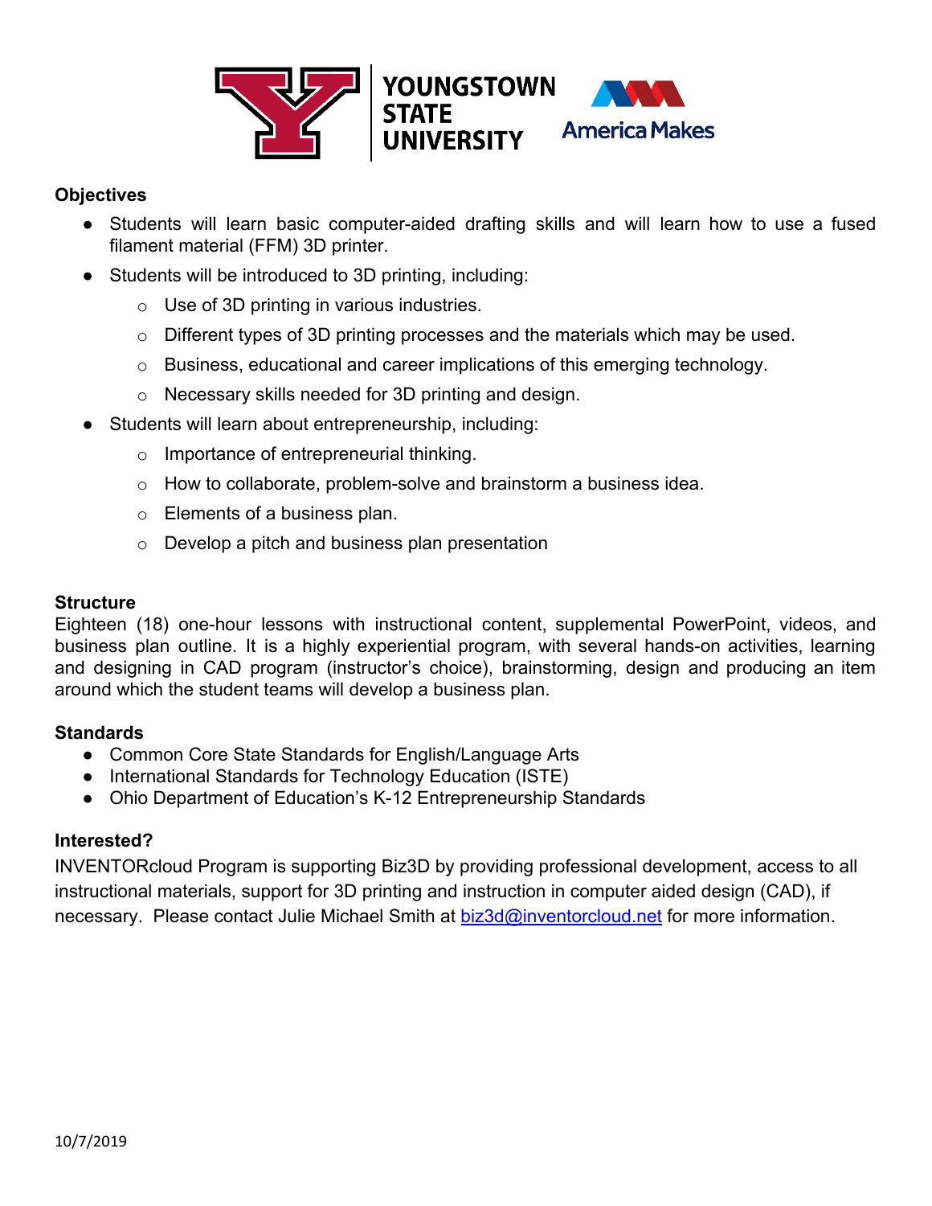YOUNGSTOWN STATE UNIVERSITY

America Makes

**Objectives**

- Students will learn basic computer-aided drafting skills and will learn how to use a fused filament material (FFM) 3D printer.
- Students will be introduced to 3D printing, including:
  - Use of 3D printing in various industries.
  - Different types of 3D printing processes and the materials which may be used.
  - Business, educational and career implications of this emerging technology.
  - Necessary skills needed for 3D printing and design.
- Students will learn about entrepreneurship, including:
  - Importance of entrepreneurial thinking.
  - How to collaborate, problem-solve and brainstorm a business idea.
  - Elements of a business plan.
  - Develop a pitch and business plan presentation

**Structure**

Eighteen (18) one-hour lessons with instructional content, supplemental PowerPoint, videos, and business plan outline. It is a highly experiential program, with several hands-on activities, learning and designing in CAD program (instructor's choice), brainstorming, design and producing an item around which the student teams will develop a business plan.

**Standards**

- Common Core State Standards for English/Language Arts
- International Standards for Technology Education (ISTE)
- Ohio Department of Education's K-12 Entrepreneurship Standards

**Interested?**

INVENTORcloud Program is supporting Biz3D by providing professional development, access to all instructional materials, support for 3D printing and instruction in computer aided design (CAD), if necessary. Please contact Julie Michael Smith at biz3d@inventorcloud.net for more information.

10/7/2019